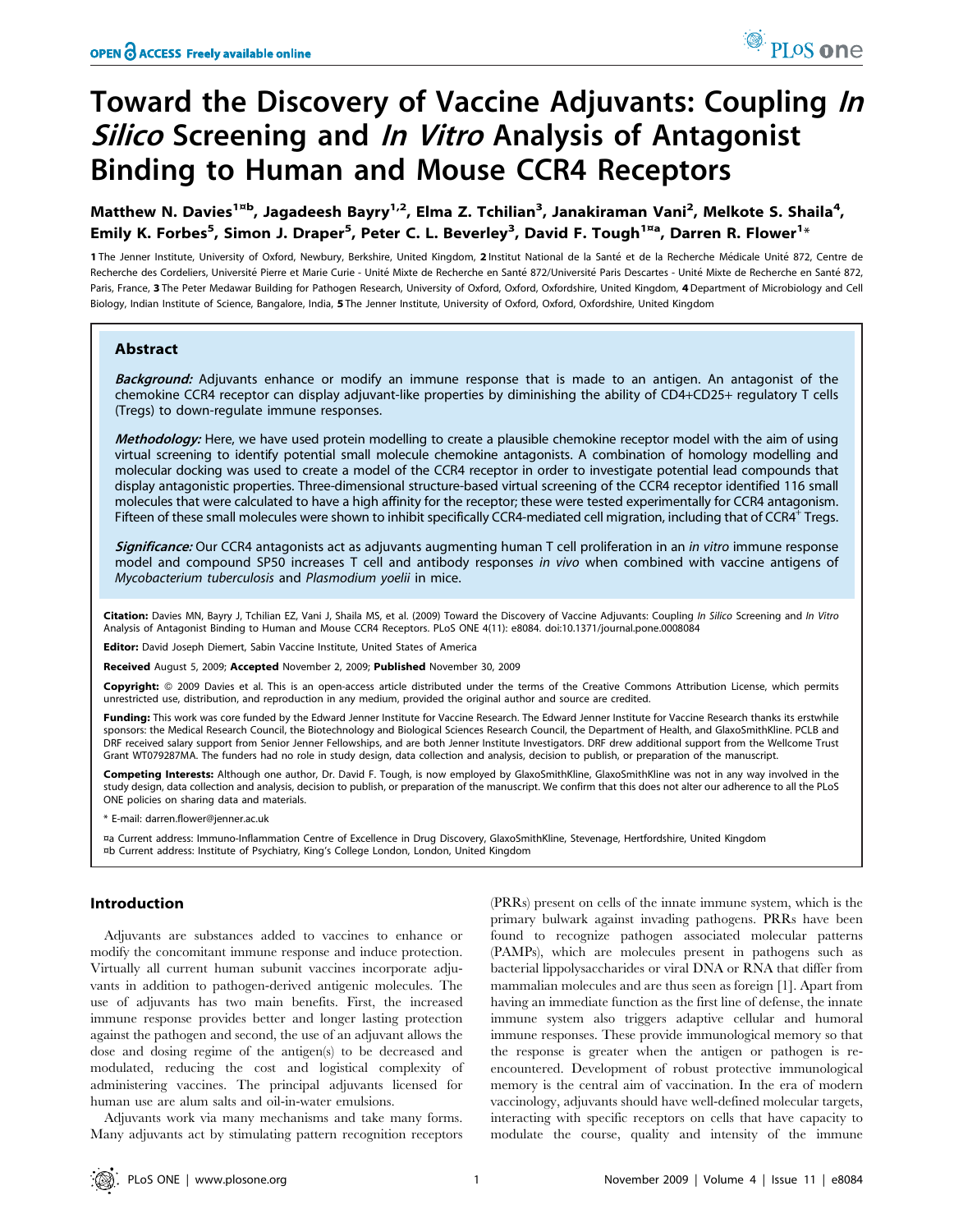# Toward the Discovery of Vaccine Adjuvants: Coupling *In Silico* Screening and *In Vitro* Analysis of Antagonist Binding to Human and Mouse CCR4 Receptors

**Matthew N. Davies[1¤b], Jagadeesh Bayry[1,2], Elma Z. Tchilian[3], Janakiraman Vani[2], Melkote S. Shaila[4], Emily K. Forbes[5], Simon J. Draper[5], Peter C. L. Beverley[3], David F. Tough[1¤a], Darren R. Flower[1]\***

1 The Jenner Institute, University of Oxford, Newbury, Berkshire, United Kingdom, 2 Institut National de la Santé et de la Recherche Médicale Unité 872, Centre de Recherche des Cordeliers, Université Pierre et Marie Curie - Unité Mixte de Recherche en Santé 872/Université Paris Descartes - Unité Mixte de Recherche en Santé 872, Paris, France, 3 The Peter Medawar Building for Pathogen Research, University of Oxford, Oxford, Oxfordshire, United Kingdom, 4 Department of Microbiology and Cell Biology, Indian Institute of Science, Bangalore, India, 5 The Jenner Institute, University of Oxford, Oxford, Oxfordshire, United Kingdom

## Abstract

***Background:*** Adjuvants enhance or modify an immune response that is made to an antigen. An antagonist of the chemokine CCR4 receptor can display adjuvant-like properties by diminishing the ability of CD4+CD25+ regulatory T cells (Tregs) to down-regulate immune responses.

***Methodology:*** Here, we have used protein modelling to create a plausible chemokine receptor model with the aim of using virtual screening to identify potential small molecule chemokine antagonists. A combination of homology modelling and molecular docking was used to create a model of the CCR4 receptor in order to investigate potential lead compounds that display antagonistic properties. Three-dimensional structure-based virtual screening of the CCR4 receptor identified 116 small molecules that were calculated to have a high affinity for the receptor; these were tested experimentally for CCR4 antagonism. Fifteen of these small molecules were shown to inhibit specifically CCR4-mediated cell migration, including that of CCR4$^{+}$ Tregs.

***Significance:*** Our CCR4 antagonists act as adjuvants augmenting human T cell proliferation in an *in vitro* immune response model and compound SP50 increases T cell and antibody responses *in vivo* when combined with vaccine antigens of *Mycobacterium tuberculosis* and *Plasmodium yoelii* in mice.

**Citation:** Davies MN, Bayry J, Tchilian EZ, Vani J, Shaila MS, et al. (2009) Toward the Discovery of Vaccine Adjuvants: Coupling *In Silico* Screening and *In Vitro* Analysis of Antagonist Binding to Human and Mouse CCR4 Receptors. PLoS ONE 4(11): e8084. doi:10.1371/journal.pone.0008084

**Editor:** David Joseph Diemert, Sabin Vaccine Institute, United States of America

**Received** August 5, 2009; **Accepted** November 2, 2009; **Published** November 30, 2009

**Copyright:** © 2009 Davies et al. This is an open-access article distributed under the terms of the Creative Commons Attribution License, which permits unrestricted use, distribution, and reproduction in any medium, provided the original author and source are credited.

**Funding:** This work was core funded by the Edward Jenner Institute for Vaccine Research. The Edward Jenner Institute for Vaccine Research thanks its erstwhile sponsors: the Medical Research Council, the Biotechnology and Biological Sciences Research Council, the Department of Health, and GlaxoSmithKline. PCLB and DRF received salary support from Senior Jenner Fellowships, and are both Jenner Institute Investigators. DRF drew additional support from the Wellcome Trust Grant WT079287MA. The funders had no role in study design, data collection and analysis, decision to publish, or preparation of the manuscript.

**Competing Interests:** Although one author, Dr. David F. Tough, is now employed by GlaxoSmithKline, GlaxoSmithKline was not in any way involved in the study design, data collection and analysis, decision to publish, or preparation of the manuscript. We confirm that this does not alter our adherence to all the PLoS ONE policies on sharing data and materials.

\* E-mail: darren.flower@jenner.ac.uk

¤a Current address: Immuno-Inflammation Centre of Excellence in Drug Discovery, GlaxoSmithKline, Stevenage, Hertfordshire, United Kingdom
¤b Current address: Institute of Psychiatry, King's College London, London, United Kingdom

## Introduction

Adjuvants are substances added to vaccines to enhance or modify the concomitant immune response and induce protection. Virtually all current human subunit vaccines incorporate adjuvants in addition to pathogen-derived antigenic molecules. The use of adjuvants has two main benefits. First, the increased immune response provides better and longer lasting protection against the pathogen and second, the use of an adjuvant allows the dose and dosing regime of the antigen(s) to be decreased and modulated, reducing the cost and logistical complexity of administering vaccines. The principal adjuvants licensed for human use are alum salts and oil-in-water emulsions.

Adjuvants work via many mechanisms and take many forms. Many adjuvants act by stimulating pattern recognition receptors (PRRs) present on cells of the innate immune system, which is the primary bulwark against invading pathogens. PRRs have been found to recognize pathogen associated molecular patterns (PAMPs), which are molecules present in pathogens such as bacterial lipolysaccharides or viral DNA or RNA that differ from mammalian molecules and are thus seen as foreign [1]. Apart from having an immediate function as the first line of defense, the innate immune system also triggers adaptive cellular and humoral immune responses. These provide immunological memory so that the response is greater when the antigen or pathogen is re-encountered. Development of robust protective immunological memory is the central aim of vaccination. In the era of modern vaccinology, adjuvants should have well-defined molecular targets, interacting with specific receptors on cells that have capacity to modulate the course, quality and intensity of the immune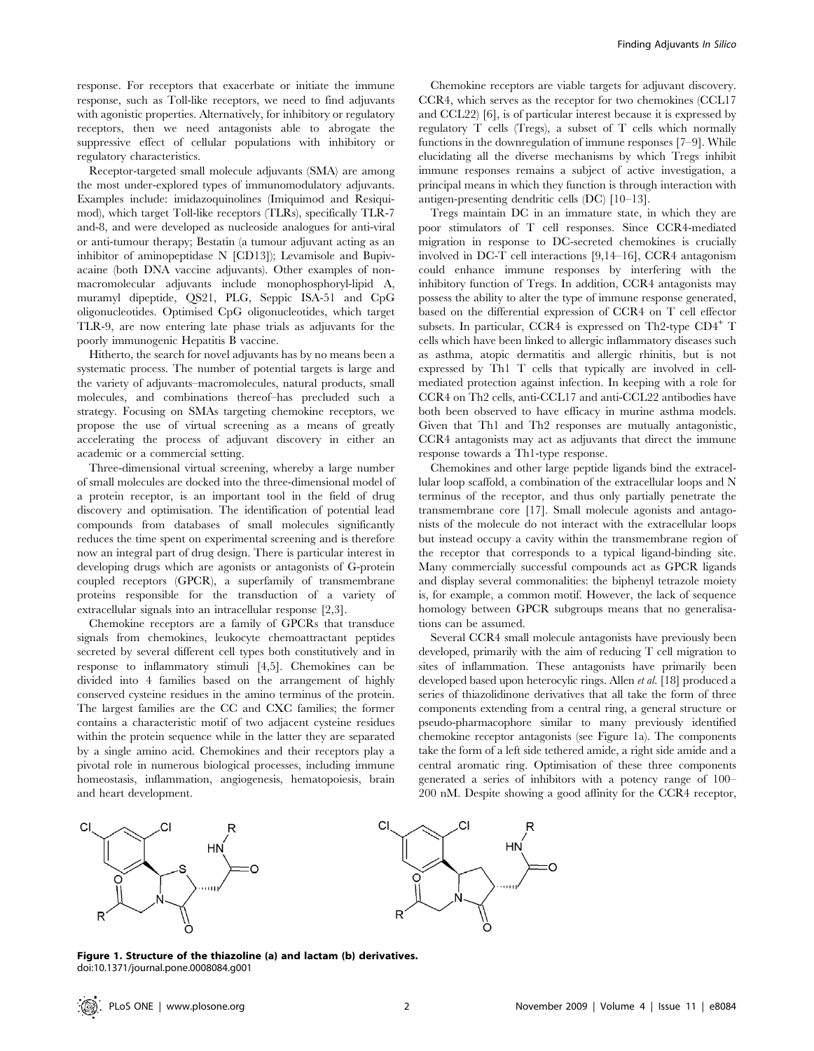response. For receptors that exacerbate or initiate the immune response, such as Toll-like receptors, we need to find adjuvants with agonistic properties. Alternatively, for inhibitory or regulatory receptors, then we need antagonists able to abrogate the suppressive effect of cellular populations with inhibitory or regulatory characteristics.

Receptor-targeted small molecule adjuvants (SMA) are among the most under-explored types of immunomodulatory adjuvants. Examples include: imidazoquinolines (Imiquimod and Resiquimod), which target Toll-like receptors (TLRs), specifically TLR-7 and-8, and were developed as nucleoside analogues for anti-viral or anti-tumour therapy; Bestatin (a tumour adjuvant acting as an inhibitor of aminopeptidase N [CD13]); Levamisole and Bupivacaine (both DNA vaccine adjuvants). Other examples of non-macromolecular adjuvants include monophosphoryl-lipid A, muramyl dipeptide, QS21, PLG, Seppic ISA-51 and CpG oligonucleotides. Optimised CpG oligonucleotides, which target TLR-9, are now entering late phase trials as adjuvants for the poorly immunogenic Hepatitis B vaccine.

Hitherto, the search for novel adjuvants has by no means been a systematic process. The number of potential targets is large and the variety of adjuvants–macromolecules, natural products, small molecules, and combinations thereof–has precluded such a strategy. Focusing on SMAs targeting chemokine receptors, we propose the use of virtual screening as a means of greatly accelerating the process of adjuvant discovery in either an academic or a commercial setting.

Three-dimensional virtual screening, whereby a large number of small molecules are docked into the three-dimensional model of a protein receptor, is an important tool in the field of drug discovery and optimisation. The identification of potential lead compounds from databases of small molecules significantly reduces the time spent on experimental screening and is therefore now an integral part of drug design. There is particular interest in developing drugs which are agonists or antagonists of G-protein coupled receptors (GPCR), a superfamily of transmembrane proteins responsible for the transduction of a variety of extracellular signals into an intracellular response [2,3].

Chemokine receptors are a family of GPCRs that transduce signals from chemokines, leukocyte chemoattractant peptides secreted by several different cell types both constitutively and in response to inflammatory stimuli [4,5]. Chemokines can be divided into 4 families based on the arrangement of highly conserved cysteine residues in the amino terminus of the protein. The largest families are the CC and CXC families; the former contains a characteristic motif of two adjacent cysteine residues within the protein sequence while in the latter they are separated by a single amino acid. Chemokines and their receptors play a pivotal role in numerous biological processes, including immune homeostasis, inflammation, angiogenesis, hematopoiesis, brain and heart development.

Chemokine receptors are viable targets for adjuvant discovery. CCR4, which serves as the receptor for two chemokines (CCL17 and CCL22) [6], is of particular interest because it is expressed by regulatory T cells (Tregs), a subset of T cells which normally functions in the downregulation of immune responses [7–9]. While elucidating all the diverse mechanisms by which Tregs inhibit immune responses remains a subject of active investigation, a principal means in which they function is through interaction with antigen-presenting dendritic cells (DC) [10–13].

Tregs maintain DC in an immature state, in which they are poor stimulators of T cell responses. Since CCR4-mediated migration in response to DC-secreted chemokines is crucially involved in DC-T cell interactions [9,14–16], CCR4 antagonism could enhance immune responses by interfering with the inhibitory function of Tregs. In addition, CCR4 antagonists may possess the ability to alter the type of immune response generated, based on the differential expression of CCR4 on T cell effector subsets. In particular, CCR4 is expressed on Th2-type $CD4^+$ T cells which have been linked to allergic inflammatory diseases such as asthma, atopic dermatitis and allergic rhinitis, but is not expressed by Th1 T cells that typically are involved in cell-mediated protection against infection. In keeping with a role for CCR4 on Th2 cells, anti-CCL17 and anti-CCL22 antibodies have both been observed to have efficacy in murine asthma models. Given that Th1 and Th2 responses are mutually antagonistic, CCR4 antagonists may act as adjuvants that direct the immune response towards a Th1-type response.

Chemokines and other large peptide ligands bind the extracellular loop scaffold, a combination of the extracellular loops and N terminus of the receptor, and thus only partially penetrate the transmembrane core [17]. Small molecule agonists and antagonists of the molecule do not interact with the extracellular loops but instead occupy a cavity within the transmembrane region of the receptor that corresponds to a typical ligand-binding site. Many commercially successful compounds act as GPCR ligands and display several commonalities: the biphenyl tetrazole moiety is, for example, a common motif. However, the lack of sequence homology between GPCR subgroups means that no generalisations can be assumed.

Several CCR4 small molecule antagonists have previously been developed, primarily with the aim of reducing T cell migration to sites of inflammation. These antagonists have primarily been developed based upon heterocylic rings. Allen *et al.* [18] produced a series of thiazolidinone derivatives that all take the form of three components extending from a central ring, a general structure or pseudo-pharmacophore similar to many previously identified chemokine receptor antagonists (see Figure 1a). The components take the form of a left side tethered amide, a right side amide and a central aromatic ring. Optimisation of these three components generated a series of inhibitors with a potency range of 100–200 nM. Despite showing a good affinity for the CCR4 receptor,

**Figure 1. Structure of the thiazoline (a) and lactam (b) derivatives.**
doi:10.1371/journal.pone.0008084.g001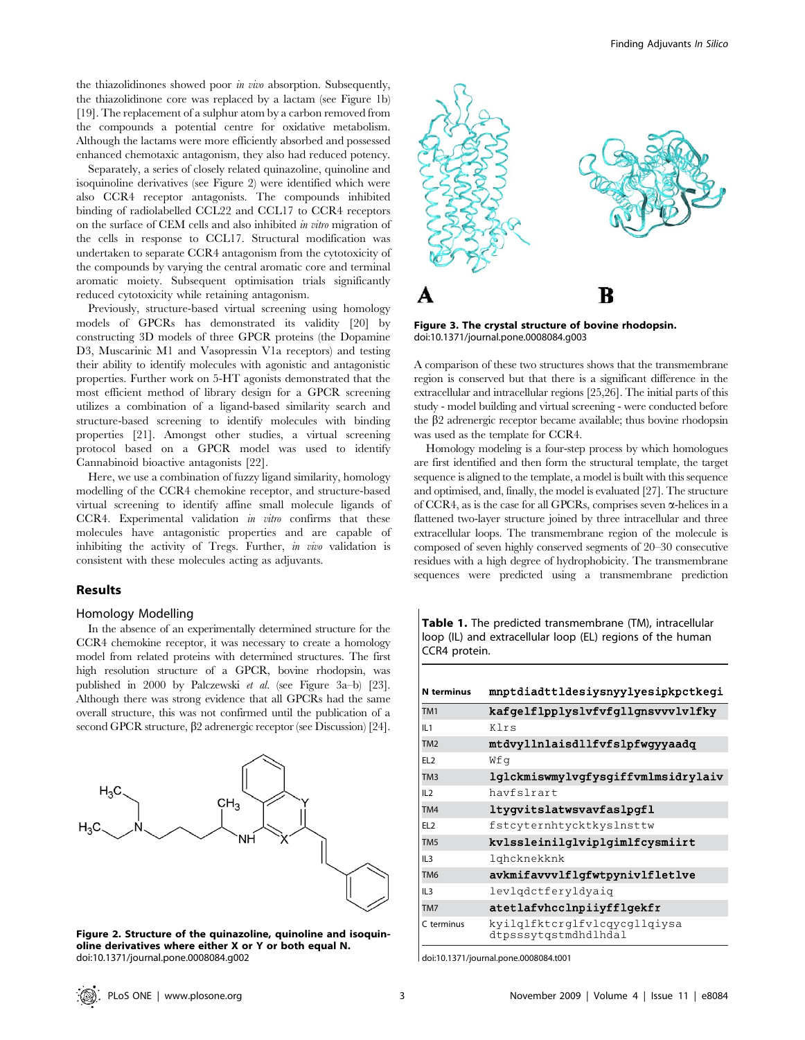the thiazolidinones showed poor *in vivo* absorption. Subsequently, the thiazolidinone core was replaced by a lactam (see Figure 1b) [19]. The replacement of a sulphur atom by a carbon removed from the compounds a potential centre for oxidative metabolism. Although the lactams were more efficiently absorbed and possessed enhanced chemotaxic antagonism, they also had reduced potency.

Separately, a series of closely related quinazoline, quinoline and isoquinoline derivatives (see Figure 2) were identified which were also CCR4 receptor antagonists. The compounds inhibited binding of radiolabelled CCL22 and CCL17 to CCR4 receptors on the surface of CEM cells and also inhibited *in vitro* migration of the cells in response to CCL17. Structural modification was undertaken to separate CCR4 antagonism from the cytotoxicity of the compounds by varying the central aromatic core and terminal aromatic moiety. Subsequent optimisation trials significantly reduced cytotoxicity while retaining antagonism.

Previously, structure-based virtual screening using homology models of GPCRs has demonstrated its validity [20] by constructing 3D models of three GPCR proteins (the Dopamine D3, Muscarinic M1 and Vasopressin V1a receptors) and testing their ability to identify molecules with agonistic and antagonistic properties. Further work on 5-HT agonists demonstrated that the most efficient method of library design for a GPCR screening utilizes a combination of a ligand-based similarity search and structure-based screening to identify molecules with binding properties [21]. Amongst other studies, a virtual screening protocol based on a GPCR model was used to identify Cannabinoid bioactive antagonists [22].

Here, we use a combination of fuzzy ligand similarity, homology modelling of the CCR4 chemokine receptor, and structure-based virtual screening to identify affine small molecule ligands of CCR4. Experimental validation *in vitro* confirms that these molecules have antagonistic properties and are capable of inhibiting the activity of Tregs. Further, *in vivo* validation is consistent with these molecules acting as adjuvants.

## Results

### Homology Modelling

In the absence of an experimentally determined structure for the CCR4 chemokine receptor, it was necessary to create a homology model from related proteins with determined structures. The first high resolution structure of a GPCR, bovine rhodopsin, was published in 2000 by Palczewski *et al.* (see Figure 3a–b) [23]. Although there was strong evidence that all GPCRs had the same overall structure, this was not confirmed until the publication of a second GPCR structure, β2 adrenergic receptor (see Discussion) [24].

**Figure 2. Structure of the quinazoline, quinoline and isoquinoline derivatives where either X or Y or both equal N.**
doi:10.1371/journal.pone.0008084.g002

**Figure 3. The crystal structure of bovine rhodopsin.**
doi:10.1371/journal.pone.0008084.g003

A comparison of these two structures shows that the transmembrane region is conserved but that there is a significant difference in the extracellular and intracellular regions [25,26]. The initial parts of this study - model building and virtual screening - were conducted before the β2 adrenergic receptor became available; thus bovine rhodopsin was used as the template for CCR4.

Homology modeling is a four-step process by which homologues are first identified and then form the structural template, the target sequence is aligned to the template, a model is built with this sequence and optimised, and, finally, the model is evaluated [27]. The structure of CCR4, as is the case for all GPCRs, comprises seven α-helices in a flattened two-layer structure joined by three intracellular and three extracellular loops. The transmembrane region of the molecule is composed of seven highly conserved segments of 20–30 consecutive residues with a high degree of hydrophobicity. The transmembrane sequences were predicted using a transmembrane prediction

**Table 1.** The predicted transmembrane (TM), intracellular loop (IL) and extracellular loop (EL) regions of the human CCR4 protein.

| N terminus | mnptdiadttldesiysnyylyesipkpctkegi |
|---|---|
| TM1 | **kafgelflpplyslvfvfgllgnsvvvlvlfky** |
| IL1 | Klrs |
| TM2 | **mtdvyllnlaisdllfvfslpfwgyyaadq** |
| EL2 | Wfg |
| TM3 | **lglckmiswmylvgfysgiffvmlmsidrylaiv** |
| IL2 | havfslrart |
| TM4 | **ltygvitslatwsvavfaslpgfl** |
| EL2 | fstcyternhtycktkyslnsttw |
| TM5 | **kvlssleinilglviplgimlfcysmiirt** |
| IL3 | lqhcknekknk |
| TM6 | **avkmifavvvlflgfwtpynivlfletlve** |
| IL3 | levlqdctferyldyaiq |
| TM7 | **atetlafvhcclnpiiyfflgekfr** |
| C terminus | kyilqlfktcrglfvlcqycgllqiysa dtpsssytqstmdhdlhdal |

doi:10.1371/journal.pone.0008084.t001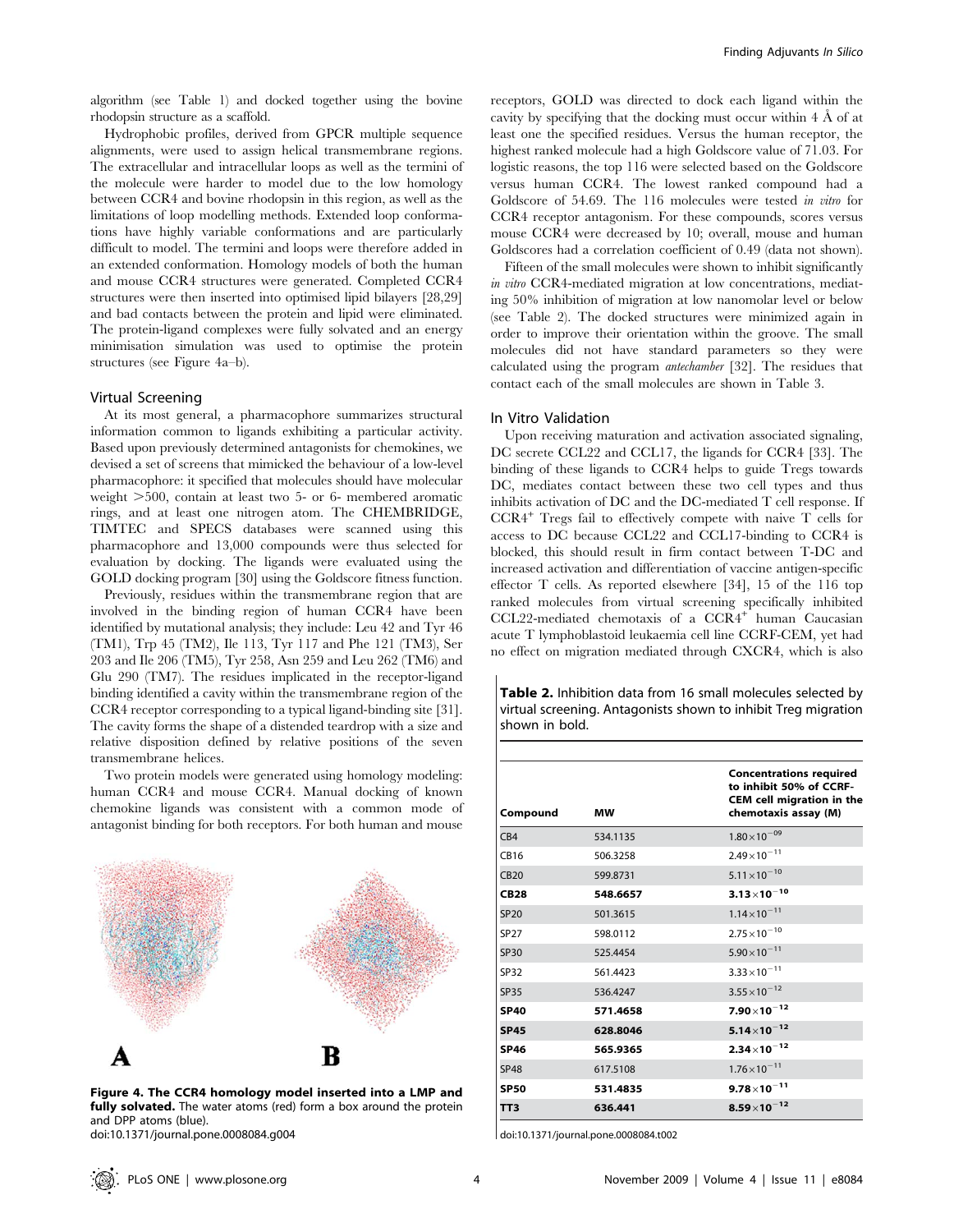algorithm (see Table 1) and docked together using the bovine rhodopsin structure as a scaffold.

Hydrophobic profiles, derived from GPCR multiple sequence alignments, were used to assign helical transmembrane regions. The extracellular and intracellular loops as well as the termini of the molecule were harder to model due to the low homology between CCR4 and bovine rhodopsin in this region, as well as the limitations of loop modelling methods. Extended loop conformations have highly variable conformations and are particularly difficult to model. The termini and loops were therefore added in an extended conformation. Homology models of both the human and mouse CCR4 structures were generated. Completed CCR4 structures were then inserted into optimised lipid bilayers [28,29] and bad contacts between the protein and lipid were eliminated. The protein-ligand complexes were fully solvated and an energy minimisation simulation was used to optimise the protein structures (see Figure 4a–b).

## Virtual Screening

At its most general, a pharmacophore summarizes structural information common to ligands exhibiting a particular activity. Based upon previously determined antagonists for chemokines, we devised a set of screens that mimicked the behaviour of a low-level pharmacophore: it specified that molecules should have molecular weight >500, contain at least two 5- or 6- membered aromatic rings, and at least one nitrogen atom. The CHEMBRIDGE, TIMTEC and SPECS databases were scanned using this pharmacophore and 13,000 compounds were thus selected for evaluation by docking. The ligands were evaluated using the GOLD docking program [30] using the Goldscore fitness function.

Previously, residues within the transmembrane region that are involved in the binding region of human CCR4 have been identified by mutational analysis; they include: Leu 42 and Tyr 46 (TM1), Trp 45 (TM2), Ile 113, Tyr 117 and Phe 121 (TM3), Ser 203 and Ile 206 (TM5), Tyr 258, Asn 259 and Leu 262 (TM6) and Glu 290 (TM7). The residues implicated in the receptor-ligand binding identified a cavity within the transmembrane region of the CCR4 receptor corresponding to a typical ligand-binding site [31]. The cavity forms the shape of a distended teardrop with a size and relative disposition defined by relative positions of the seven transmembrane helices.

Two protein models were generated using homology modeling: human CCR4 and mouse CCR4. Manual docking of known chemokine ligands was consistent with a common mode of antagonist binding for both receptors. For both human and mouse receptors, GOLD was directed to dock each ligand within the cavity by specifying that the docking must occur within 4 Å of at least one the specified residues. Versus the human receptor, the highest ranked molecule had a high Goldscore value of 71.03. For logistic reasons, the top 116 were selected based on the Goldscore versus human CCR4. The lowest ranked compound had a Goldscore of 54.69. The 116 molecules were tested *in vitro* for CCR4 receptor antagonism. For these compounds, scores versus mouse CCR4 were decreased by 10; overall, mouse and human Goldscores had a correlation coefficient of 0.49 (data not shown).

Fifteen of the small molecules were shown to inhibit significantly *in vitro* CCR4-mediated migration at low concentrations, mediating 50% inhibition of migration at low nanomolar level or below (see Table 2). The docked structures were minimized again in order to improve their orientation within the groove. The small molecules did not have standard parameters so they were calculated using the program *antechamber* [32]. The residues that contact each of the small molecules are shown in Table 3.

**Figure 4. The CCR4 homology model inserted into a LMP and fully solvated.** The water atoms (red) form a box around the protein and DPP atoms (blue).
doi:10.1371/journal.pone.0008084.g004

## In Vitro Validation

Upon receiving maturation and activation associated signaling, DC secrete CCL22 and CCL17, the ligands for CCR4 [33]. The binding of these ligands to CCR4 helps to guide Tregs towards DC, mediates contact between these two cell types and thus inhibits activation of DC and the DC-mediated T cell response. If $CCR4^{+}$ Tregs fail to effectively compete with naive T cells for access to DC because CCL22 and CCL17-binding to CCR4 is blocked, this should result in firm contact between T-DC and increased activation and differentiation of vaccine antigen-specific effector T cells. As reported elsewhere [34], 15 of the 116 top ranked molecules from virtual screening specifically inhibited CCL22-mediated chemotaxis of a $CCR4^{+}$ human Caucasian acute T lymphoblastoid leukaemia cell line CCRF-CEM, yet had no effect on migration mediated through CXCR4, which is also

**Table 2.** Inhibition data from 16 small molecules selected by virtual screening. Antagonists shown to inhibit Treg migration shown in bold.

| Compound | MW | Concentrations required to inhibit 50% of CCRF-CEM cell migration in the chemotaxis assay (M) |
|---|---|---|
| CB4 | 534.1135 | $1.80\times10^{-09}$ |
| CB16 | 506.3258 | $2.49\times10^{-11}$ |
| CB20 | 599.8731 | $5.11\times10^{-10}$ |
| **CB28** | **548.6657** | $\mathbf{3.13\times10^{-10}}$ |
| SP20 | 501.3615 | $1.14\times10^{-11}$ |
| SP27 | 598.0112 | $2.75\times10^{-10}$ |
| SP30 | 525.4454 | $5.90\times10^{-11}$ |
| SP32 | 561.4423 | $3.33\times10^{-11}$ |
| SP35 | 536.4247 | $3.55\times10^{-12}$ |
| **SP40** | **571.4658** | $\mathbf{7.90\times10^{-12}}$ |
| **SP45** | **628.8046** | $\mathbf{5.14\times10^{-12}}$ |
| **SP46** | **565.9365** | $\mathbf{2.34\times10^{-12}}$ |
| SP48 | 617.5108 | $1.76\times10^{-11}$ |
| **SP50** | **531.4835** | $\mathbf{9.78\times10^{-11}}$ |
| **TT3** | **636.441** | $\mathbf{8.59\times10^{-12}}$ |

doi:10.1371/journal.pone.0008084.t002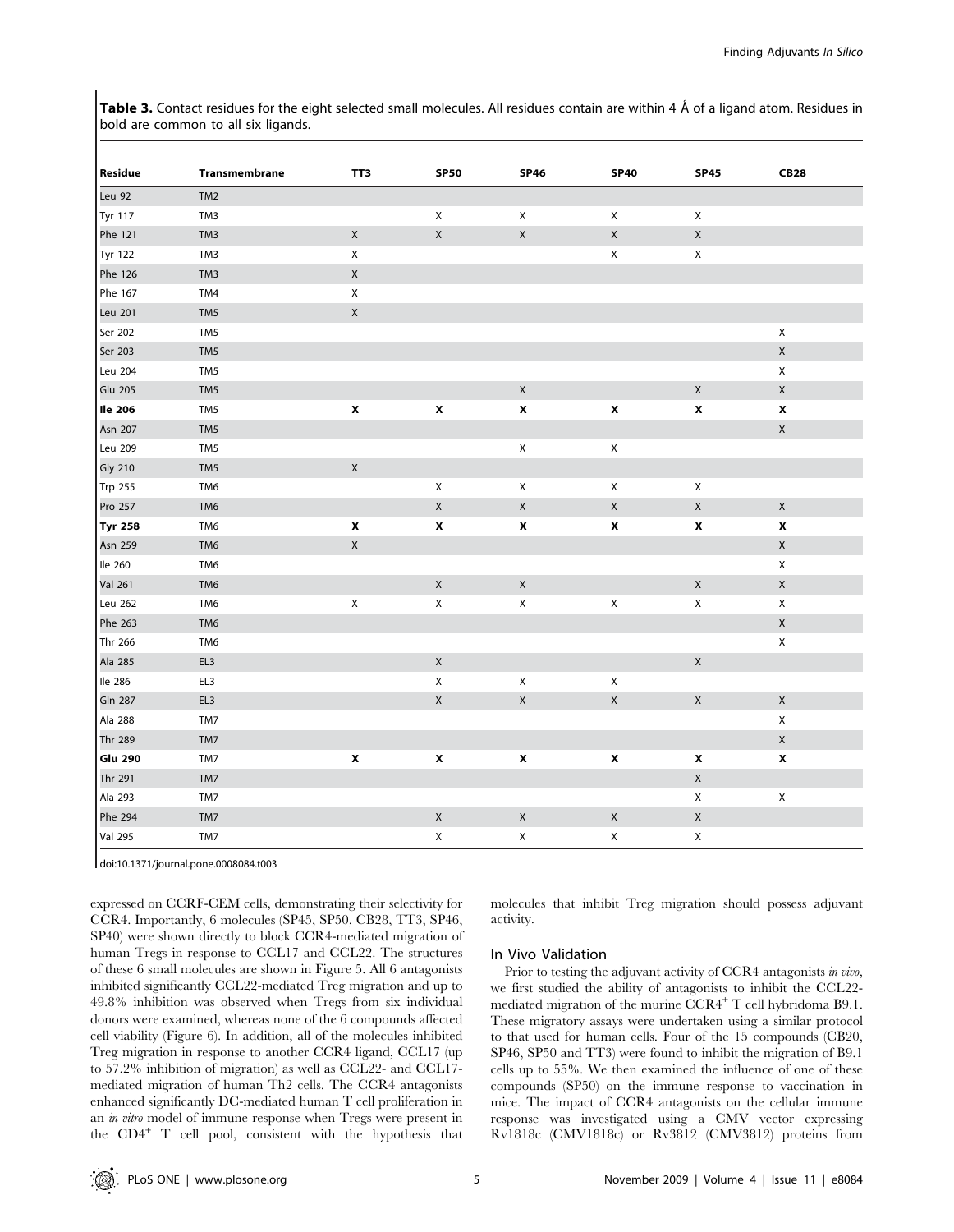**Table 3.** Contact residues for the eight selected small molecules. All residues contain are within 4 Å of a ligand atom. Residues in bold are common to all six ligands.

| Residue | Transmembrane | TT3 | SP50 | SP46 | SP40 | SP45 | CB28 |
|---|---|---|---|---|---|---|---|
| Leu 92 | TM2 | | | | | | |
| Tyr 117 | TM3 | | X | X | X | X | |
| Phe 121 | TM3 | X | X | X | X | X | |
| Tyr 122 | TM3 | X | | | X | X | |
| Phe 126 | TM3 | X | | | | | |
| Phe 167 | TM4 | X | | | | | |
| Leu 201 | TM5 | X | | | | | |
| Ser 202 | TM5 | | | | | | X |
| Ser 203 | TM5 | | | | | | X |
| Leu 204 | TM5 | | | | | | X |
| Glu 205 | TM5 | | | X | | X | X |
| **Ile 206** | TM5 | **X** | **X** | **X** | **X** | **X** | **X** |
| Asn 207 | TM5 | | | | | | X |
| Leu 209 | TM5 | | | X | X | | |
| Gly 210 | TM5 | X | | | | | |
| Trp 255 | TM6 | | X | X | X | X | |
| Pro 257 | TM6 | | X | X | X | X | X |
| **Tyr 258** | TM6 | **X** | **X** | **X** | **X** | **X** | **X** |
| Asn 259 | TM6 | X | | | | | X |
| Ile 260 | TM6 | | | | | | X |
| Val 261 | TM6 | | X | X | | X | X |
| Leu 262 | TM6 | X | X | X | X | X | X |
| Phe 263 | TM6 | | | | | | X |
| Thr 266 | TM6 | | | | | | X |
| Ala 285 | EL3 | | X | | | X | |
| Ile 286 | EL3 | | X | X | X | | |
| Gln 287 | EL3 | | X | X | X | X | X |
| Ala 288 | TM7 | | | | | | X |
| Thr 289 | TM7 | | | | | | X |
| **Glu 290** | TM7 | **X** | **X** | **X** | **X** | **X** | **X** |
| Thr 291 | TM7 | | | | | X | |
| Ala 293 | TM7 | | | | | X | X |
| Phe 294 | TM7 | | X | X | X | X | |
| Val 295 | TM7 | | X | X | X | X | |

doi:10.1371/journal.pone.0008084.t003

expressed on CCRF-CEM cells, demonstrating their selectivity for CCR4. Importantly, 6 molecules (SP45, SP50, CB28, TT3, SP46, SP40) were shown directly to block CCR4-mediated migration of human Tregs in response to CCL17 and CCL22. The structures of these 6 small molecules are shown in Figure 5. All 6 antagonists inhibited significantly CCL22-mediated Treg migration and up to 49.8% inhibition was observed when Tregs from six individual donors were examined, whereas none of the 6 compounds affected cell viability (Figure 6). In addition, all of the molecules inhibited Treg migration in response to another CCR4 ligand, CCL17 (up to 57.2% inhibition of migration) as well as CCL22- and CCL17-mediated migration of human Th2 cells. The CCR4 antagonists enhanced significantly DC-mediated human T cell proliferation in an *in vitro* model of immune response when Tregs were present in the $CD4^+$ T cell pool, consistent with the hypothesis that molecules that inhibit Treg migration should possess adjuvant activity.

### In Vivo Validation

Prior to testing the adjuvant activity of CCR4 antagonists *in vivo*, we first studied the ability of antagonists to inhibit the CCL22-mediated migration of the murine $CCR4^+$ T cell hybridoma B9.1. These migratory assays were undertaken using a similar protocol to that used for human cells. Four of the 15 compounds (CB20, SP46, SP50 and TT3) were found to inhibit the migration of B9.1 cells up to 55%. We then examined the influence of one of these compounds (SP50) on the immune response to vaccination in mice. The impact of CCR4 antagonists on the cellular immune response was investigated using a CMV vector expressing Rv1818c (CMV1818c) or Rv3812 (CMV3812) proteins from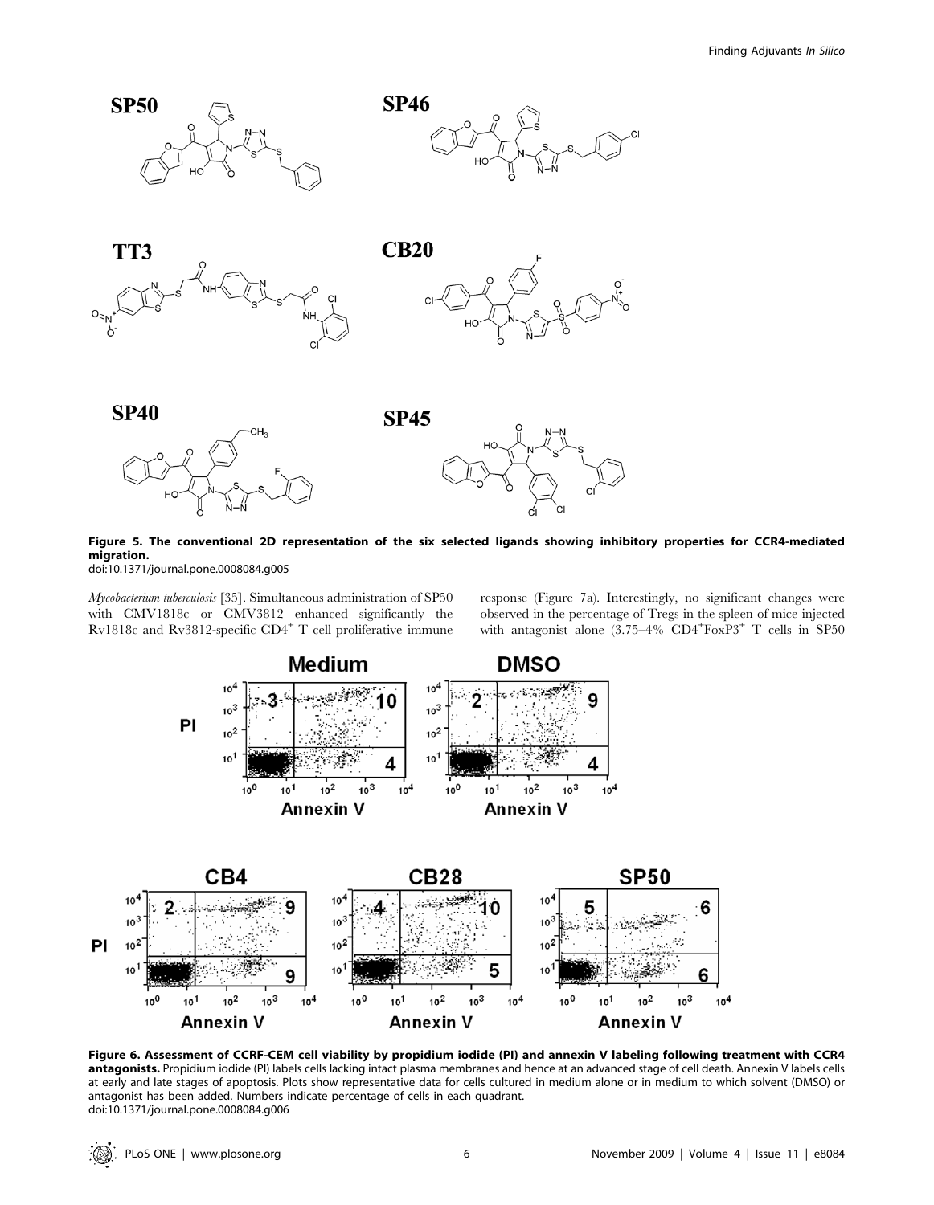**Figure 5. The conventional 2D representation of the six selected ligands showing inhibitory properties for CCR4-mediated migration.**
doi:10.1371/journal.pone.0008084.g005

*Mycobacterium tuberculosis* [35]. Simultaneous administration of SP50 with CMV1818c or CMV3812 enhanced significantly the Rv1818c and Rv3812-specific $CD4^+$ T cell proliferative immune response (Figure 7a). Interestingly, no significant changes were observed in the percentage of Tregs in the spleen of mice injected with antagonist alone (3.75–4% $CD4^+FoxP3^+$ T cells in SP50

**Figure 6. Assessment of CCRF-CEM cell viability by propidium iodide (PI) and annexin V labeling following treatment with CCR4 antagonists.** Propidium iodide (PI) labels cells lacking intact plasma membranes and hence at an advanced stage of cell death. Annexin V labels cells at early and late stages of apoptosis. Plots show representative data for cells cultured in medium alone or in medium to which solvent (DMSO) or antagonist has been added. Numbers indicate percentage of cells in each quadrant.
doi:10.1371/journal.pone.0008084.g006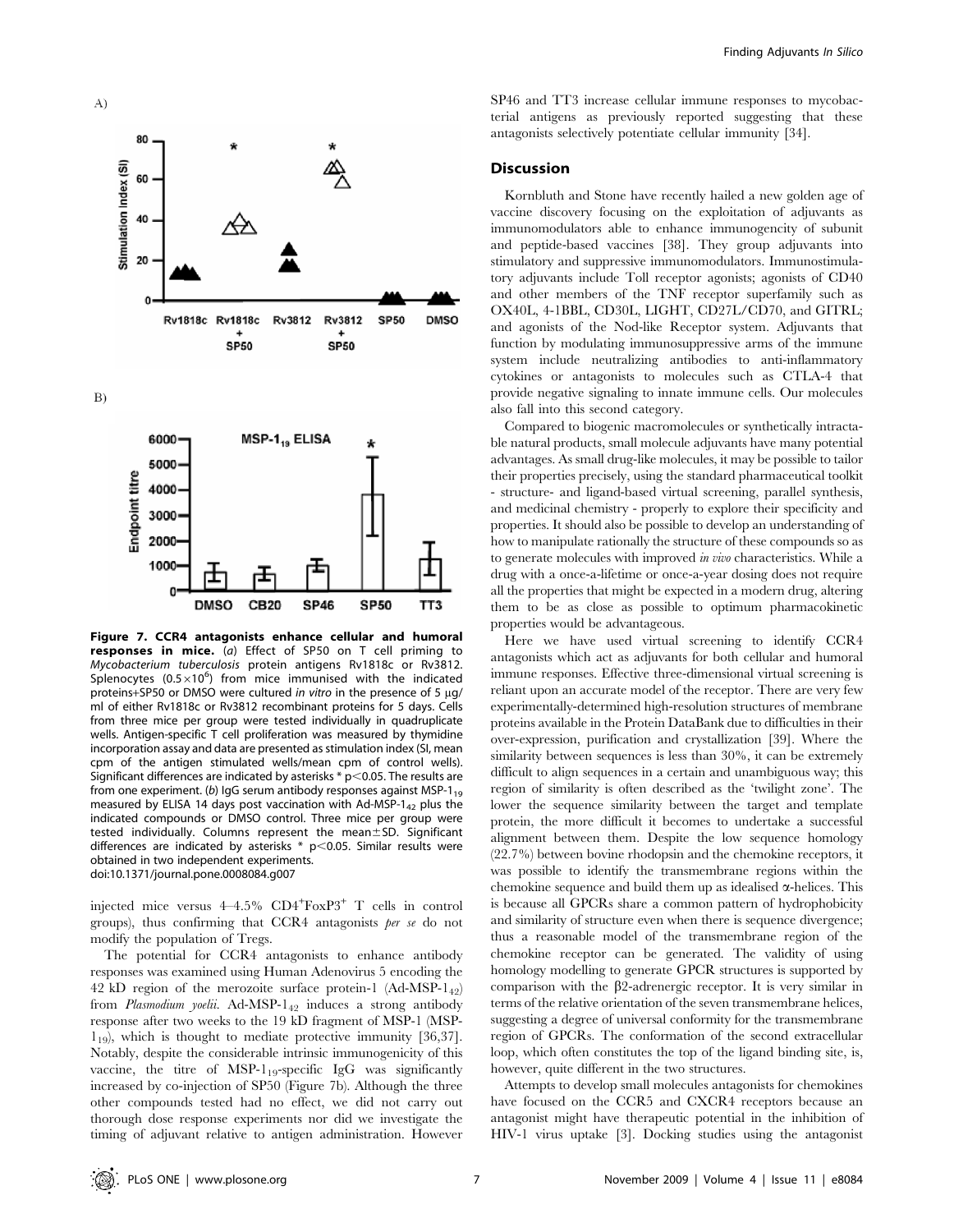Figure 7. CCR4 antagonists enhance cellular and humoral responses in mice. (a) Effect of SP50 on T cell priming to *Mycobacterium tuberculosis* protein antigens Rv1818c or Rv3812. Splenocytes ($0.5\times10^6$) from mice immunised with the indicated proteins+SP50 or DMSO were cultured *in vitro* in the presence of 5 µg/ml of either Rv1818c or Rv3812 recombinant proteins for 5 days. Cells from three mice per group were tested individually in quadruplicate wells. Antigen-specific T cell proliferation was measured by thymidine incorporation assay and data are presented as stimulation index (SI, mean cpm of the antigen stimulated wells/mean cpm of control wells). Significant differences are indicated by asterisks * $p<0.05$. The results are from one experiment. (b) IgG serum antibody responses against MSP-$1_{19}$ measured by ELISA 14 days post vaccination with Ad-MSP-$1_{42}$ plus the indicated compounds or DMSO control. Three mice per group were tested individually. Columns represent the mean±SD. Significant differences are indicated by asterisks * $p<0.05$. Similar results were obtained in two independent experiments.
doi:10.1371/journal.pone.0008084.g007

injected mice versus 4–4.5% $CD4^{+}FoxP3^{+}$ T cells in control groups), thus confirming that CCR4 antagonists *per se* do not modify the population of Tregs.

The potential for CCR4 antagonists to enhance antibody responses was examined using Human Adenovirus 5 encoding the 42 kD region of the merozoite surface protein-1 (Ad-MSP-$1_{42}$) from *Plasmodium yoelii*. Ad-MSP-$1_{42}$ induces a strong antibody response after two weeks to the 19 kD fragment of MSP-1 (MSP-$1_{19}$), which is thought to mediate protective immunity [36,37]. Notably, despite the considerable intrinsic immunogenicity of this vaccine, the titre of MSP-$1_{19}$-specific IgG was significantly increased by co-injection of SP50 (Figure 7b). Although the three other compounds tested had no effect, we did not carry out thorough dose response experiments nor did we investigate the timing of adjuvant relative to antigen administration. However SP46 and TT3 increase cellular immune responses to mycobacterial antigens as previously reported suggesting that these antagonists selectively potentiate cellular immunity [34].

## Discussion

Kornbluth and Stone have recently hailed a new golden age of vaccine discovery focusing on the exploitation of adjuvants as immunomodulators able to enhance immunogencity of subunit and peptide-based vaccines [38]. They group adjuvants into stimulatory and suppressive immunomodulators. Immunostimulatory adjuvants include Toll receptor agonists; agonists of CD40 and other members of the TNF receptor superfamily such as OX40L, 4-1BBL, CD30L, LIGHT, CD27L/CD70, and GITRL; and agonists of the Nod-like Receptor system. Adjuvants that function by modulating immunosuppressive arms of the immune system include neutralizing antibodies to anti-inflammatory cytokines or antagonists to molecules such as CTLA-4 that provide negative signaling to innate immune cells. Our molecules also fall into this second category.

Compared to biogenic macromolecules or synthetically intractable natural products, small molecule adjuvants have many potential advantages. As small drug-like molecules, it may be possible to tailor their properties precisely, using the standard pharmaceutical toolkit - structure- and ligand-based virtual screening, parallel synthesis, and medicinal chemistry - properly to explore their specificity and properties. It should also be possible to develop an understanding of how to manipulate rationally the structure of these compounds so as to generate molecules with improved *in vivo* characteristics. While a drug with a once-a-lifetime or once-a-year dosing does not require all the properties that might be expected in a modern drug, altering them to be as close as possible to optimum pharmacokinetic properties would be advantageous.

Here we have used virtual screening to identify CCR4 antagonists which act as adjuvants for both cellular and humoral immune responses. Effective three-dimensional virtual screening is reliant upon an accurate model of the receptor. There are very few experimentally-determined high-resolution structures of membrane proteins available in the Protein DataBank due to difficulties in their over-expression, purification and crystallization [39]. Where the similarity between sequences is less than 30%, it can be extremely difficult to align sequences in a certain and unambiguous way; this region of similarity is often described as the 'twilight zone'. The lower the sequence similarity between the target and template protein, the more difficult it becomes to undertake a successful alignment between them. Despite the low sequence homology (22.7%) between bovine rhodopsin and the chemokine receptors, it was possible to identify the transmembrane regions within the chemokine sequence and build them up as idealised α-helices. This is because all GPCRs share a common pattern of hydrophobicity and similarity of structure even when there is sequence divergence; thus a reasonable model of the transmembrane region of the chemokine receptor can be generated. The validity of using homology modelling to generate GPCR structures is supported by comparison with the β2-adrenergic receptor. It is very similar in terms of the relative orientation of the seven transmembrane helices, suggesting a degree of universal conformity for the transmembrane region of GPCRs. The conformation of the second extracellular loop, which often constitutes the top of the ligand binding site, is, however, quite different in the two structures.

Attempts to develop small molecules antagonists for chemokines have focused on the CCR5 and CXCR4 receptors because an antagonist might have therapeutic potential in the inhibition of HIV-1 virus uptake [3]. Docking studies using the antagonist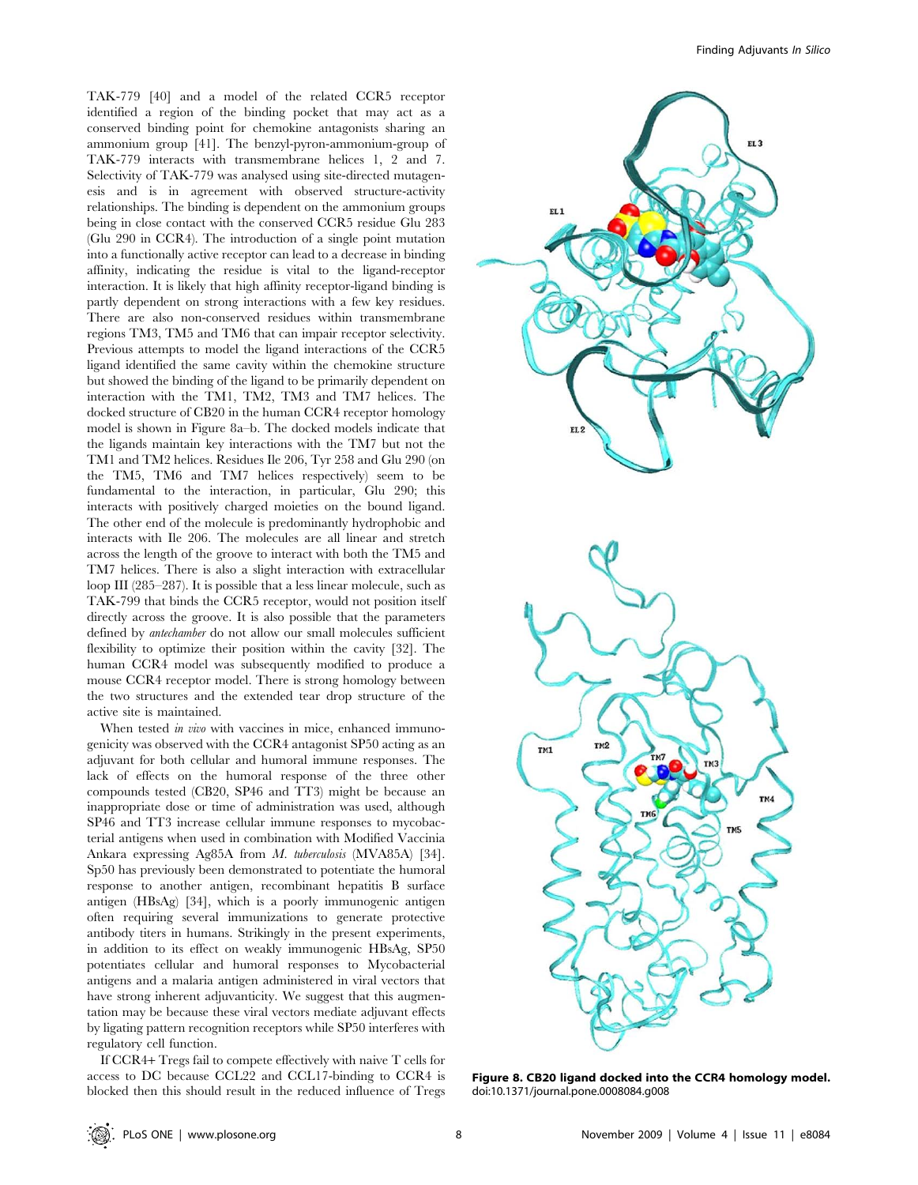TAK-779 [40] and a model of the related CCR5 receptor identified a region of the binding pocket that may act as a conserved binding point for chemokine antagonists sharing an ammonium group [41]. The benzyl-pyron-ammonium-group of TAK-779 interacts with transmembrane helices 1, 2 and 7. Selectivity of TAK-779 was analysed using site-directed mutagenesis and is in agreement with observed structure-activity relationships. The binding is dependent on the ammonium groups being in close contact with the conserved CCR5 residue Glu 283 (Glu 290 in CCR4). The introduction of a single point mutation into a functionally active receptor can lead to a decrease in binding affinity, indicating the residue is vital to the ligand-receptor interaction. It is likely that high affinity receptor-ligand binding is partly dependent on strong interactions with a few key residues. There are also non-conserved residues within transmembrane regions TM3, TM5 and TM6 that can impair receptor selectivity. Previous attempts to model the ligand interactions of the CCR5 ligand identified the same cavity within the chemokine structure but showed the binding of the ligand to be primarily dependent on interaction with the TM1, TM2, TM3 and TM7 helices. The docked structure of CB20 in the human CCR4 receptor homology model is shown in Figure 8a–b. The docked models indicate that the ligands maintain key interactions with the TM7 but not the TM1 and TM2 helices. Residues Ile 206, Tyr 258 and Glu 290 (on the TM5, TM6 and TM7 helices respectively) seem to be fundamental to the interaction, in particular, Glu 290; this interacts with positively charged moieties on the bound ligand. The other end of the molecule is predominantly hydrophobic and interacts with Ile 206. The molecules are all linear and stretch across the length of the groove to interact with both the TM5 and TM7 helices. There is also a slight interaction with extracellular loop III (285–287). It is possible that a less linear molecule, such as TAK-799 that binds the CCR5 receptor, would not position itself directly across the groove. It is also possible that the parameters defined by *antechamber* do not allow our small molecules sufficient flexibility to optimize their position within the cavity [32]. The human CCR4 model was subsequently modified to produce a mouse CCR4 receptor model. There is strong homology between the two structures and the extended tear drop structure of the active site is maintained.

When tested *in vivo* with vaccines in mice, enhanced immunogenicity was observed with the CCR4 antagonist SP50 acting as an adjuvant for both cellular and humoral immune responses. The lack of effects on the humoral response of the three other compounds tested (CB20, SP46 and TT3) might be because an inappropriate dose or time of administration was used, although SP46 and TT3 increase cellular immune responses to mycobacterial antigens when used in combination with Modified Vaccinia Ankara expressing Ag85A from *M. tuberculosis* (MVA85A) [34]. Sp50 has previously been demonstrated to potentiate the humoral response to another antigen, recombinant hepatitis B surface antigen (HBsAg) [34], which is a poorly immunogenic antigen often requiring several immunizations to generate protective antibody titers in humans. Strikingly in the present experiments, in addition to its effect on weakly immunogenic HBsAg, SP50 potentiates cellular and humoral responses to Mycobacterial antigens and a malaria antigen administered in viral vectors that have strong inherent adjuvanticity. We suggest that this augmentation may be because these viral vectors mediate adjuvant effects by ligating pattern recognition receptors while SP50 interferes with regulatory cell function.

If CCR4+ Tregs fail to compete effectively with naive T cells for access to DC because CCL22 and CCL17-binding to CCR4 is blocked then this should result in the reduced influence of Tregs

**Figure 8. CB20 ligand docked into the CCR4 homology model.**
doi:10.1371/journal.pone.0008084.g008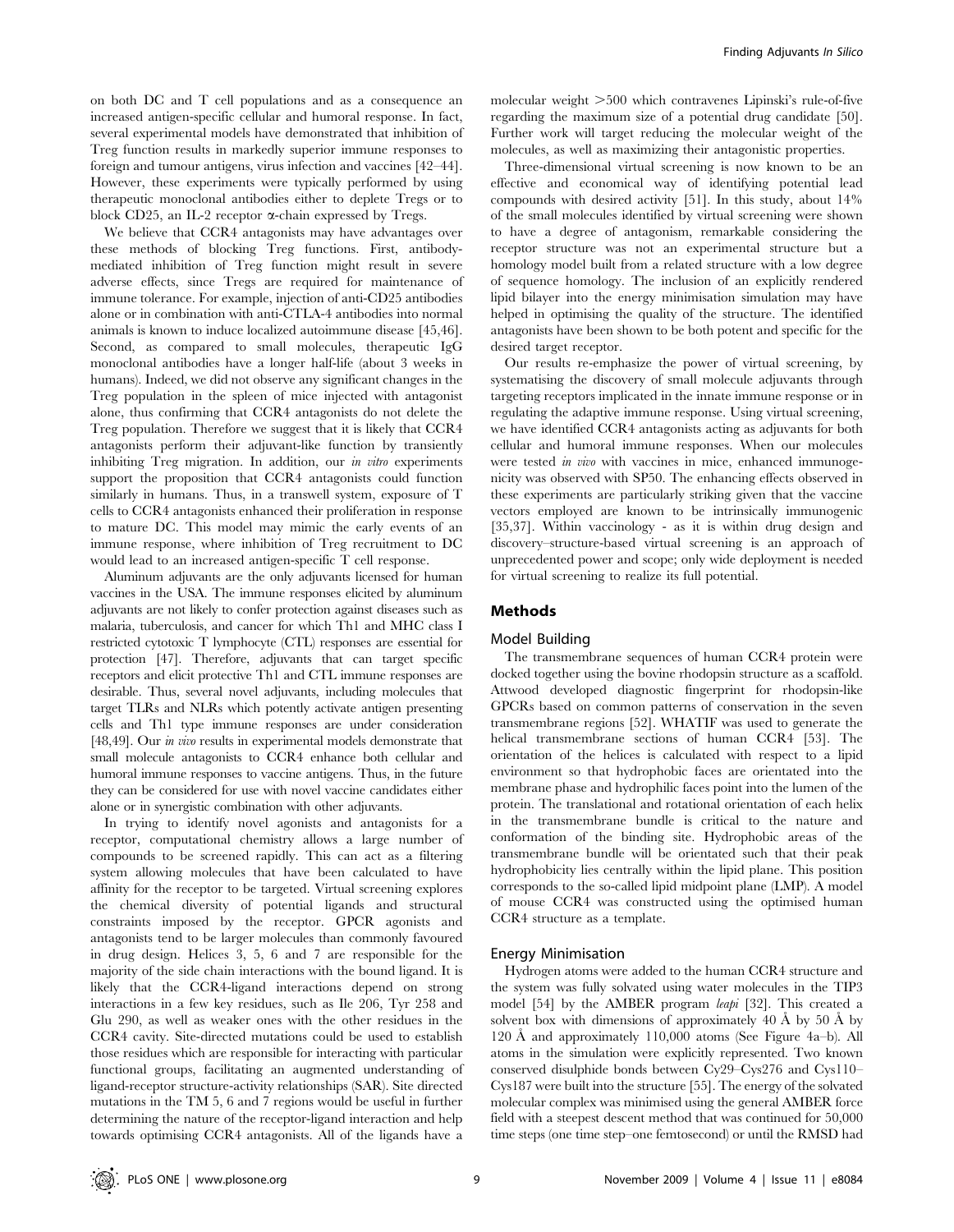on both DC and T cell populations and as a consequence an increased antigen-specific cellular and humoral response. In fact, several experimental models have demonstrated that inhibition of Treg function results in markedly superior immune responses to foreign and tumour antigens, virus infection and vaccines [42–44]. However, these experiments were typically performed by using therapeutic monoclonal antibodies either to deplete Tregs or to block CD25, an IL-2 receptor α-chain expressed by Tregs.

We believe that CCR4 antagonists may have advantages over these methods of blocking Treg functions. First, antibody-mediated inhibition of Treg function might result in severe adverse effects, since Tregs are required for maintenance of immune tolerance. For example, injection of anti-CD25 antibodies alone or in combination with anti-CTLA-4 antibodies into normal animals is known to induce localized autoimmune disease [45,46]. Second, as compared to small molecules, therapeutic IgG monoclonal antibodies have a longer half-life (about 3 weeks in humans). Indeed, we did not observe any significant changes in the Treg population in the spleen of mice injected with antagonist alone, thus confirming that CCR4 antagonists do not delete the Treg population. Therefore we suggest that it is likely that CCR4 antagonists perform their adjuvant-like function by transiently inhibiting Treg migration. In addition, our *in vitro* experiments support the proposition that CCR4 antagonists could function similarly in humans. Thus, in a transwell system, exposure of T cells to CCR4 antagonists enhanced their proliferation in response to mature DC. This model may mimic the early events of an immune response, where inhibition of Treg recruitment to DC would lead to an increased antigen-specific T cell response.

Aluminum adjuvants are the only adjuvants licensed for human vaccines in the USA. The immune responses elicited by aluminum adjuvants are not likely to confer protection against diseases such as malaria, tuberculosis, and cancer for which Th1 and MHC class I restricted cytotoxic T lymphocyte (CTL) responses are essential for protection [47]. Therefore, adjuvants that can target specific receptors and elicit protective Th1 and CTL immune responses are desirable. Thus, several novel adjuvants, including molecules that target TLRs and NLRs which potently activate antigen presenting cells and Th1 type immune responses are under consideration [48,49]. Our *in vivo* results in experimental models demonstrate that small molecule antagonists to CCR4 enhance both cellular and humoral immune responses to vaccine antigens. Thus, in the future they can be considered for use with novel vaccine candidates either alone or in synergistic combination with other adjuvants.

In trying to identify novel agonists and antagonists for a receptor, computational chemistry allows a large number of compounds to be screened rapidly. This can act as a filtering system allowing molecules that have been calculated to have affinity for the receptor to be targeted. Virtual screening explores the chemical diversity of potential ligands and structural constraints imposed by the receptor. GPCR agonists and antagonists tend to be larger molecules than commonly favoured in drug design. Helices 3, 5, 6 and 7 are responsible for the majority of the side chain interactions with the bound ligand. It is likely that the CCR4-ligand interactions depend on strong interactions in a few key residues, such as Ile 206, Tyr 258 and Glu 290, as well as weaker ones with the other residues in the CCR4 cavity. Site-directed mutations could be used to establish those residues which are responsible for interacting with particular functional groups, facilitating an augmented understanding of ligand-receptor structure-activity relationships (SAR). Site directed mutations in the TM 5, 6 and 7 regions would be useful in further determining the nature of the receptor-ligand interaction and help towards optimising CCR4 antagonists. All of the ligands have a molecular weight >500 which contravenes Lipinski's rule-of-five regarding the maximum size of a potential drug candidate [50]. Further work will target reducing the molecular weight of the molecules, as well as maximizing their antagonistic properties.

Three-dimensional virtual screening is now known to be an effective and economical way of identifying potential lead compounds with desired activity [51]. In this study, about 14% of the small molecules identified by virtual screening were shown to have a degree of antagonism, remarkable considering the receptor structure was not an experimental structure but a homology model built from a related structure with a low degree of sequence homology. The inclusion of an explicitly rendered lipid bilayer into the energy minimisation simulation may have helped in optimising the quality of the structure. The identified antagonists have been shown to be both potent and specific for the desired target receptor.

Our results re-emphasize the power of virtual screening, by systematising the discovery of small molecule adjuvants through targeting receptors implicated in the innate immune response or in regulating the adaptive immune response. Using virtual screening, we have identified CCR4 antagonists acting as adjuvants for both cellular and humoral immune responses. When our molecules were tested *in vivo* with vaccines in mice, enhanced immunogenicity was observed with SP50. The enhancing effects observed in these experiments are particularly striking given that the vaccine vectors employed are known to be intrinsically immunogenic [35,37]. Within vaccinology - as it is within drug design and discovery–structure-based virtual screening is an approach of unprecedented power and scope; only wide deployment is needed for virtual screening to realize its full potential.

## Methods

### Model Building

The transmembrane sequences of human CCR4 protein were docked together using the bovine rhodopsin structure as a scaffold. Attwood developed diagnostic fingerprint for rhodopsin-like GPCRs based on common patterns of conservation in the seven transmembrane regions [52]. WHATIF was used to generate the helical transmembrane sections of human CCR4 [53]. The orientation of the helices is calculated with respect to a lipid environment so that hydrophobic faces are orientated into the membrane phase and hydrophilic faces point into the lumen of the protein. The translational and rotational orientation of each helix in the transmembrane bundle is critical to the nature and conformation of the binding site. Hydrophobic areas of the transmembrane bundle will be orientated such that their peak hydrophobicity lies centrally within the lipid plane. This position corresponds to the so-called lipid midpoint plane (LMP). A model of mouse CCR4 was constructed using the optimised human CCR4 structure as a template.

### Energy Minimisation

Hydrogen atoms were added to the human CCR4 structure and the system was fully solvated using water molecules in the TIP3 model [54] by the AMBER program *leapi* [32]. This created a solvent box with dimensions of approximately 40 Å by 50 Å by 120 Å and approximately 110,000 atoms (See Figure 4a–b). All atoms in the simulation were explicitly represented. Two known conserved disulphide bonds between Cy29–Cys276 and Cys110–Cys187 were built into the structure [55]. The energy of the solvated molecular complex was minimised using the general AMBER force field with a steepest descent method that was continued for 50,000 time steps (one time step–one femtosecond) or until the RMSD had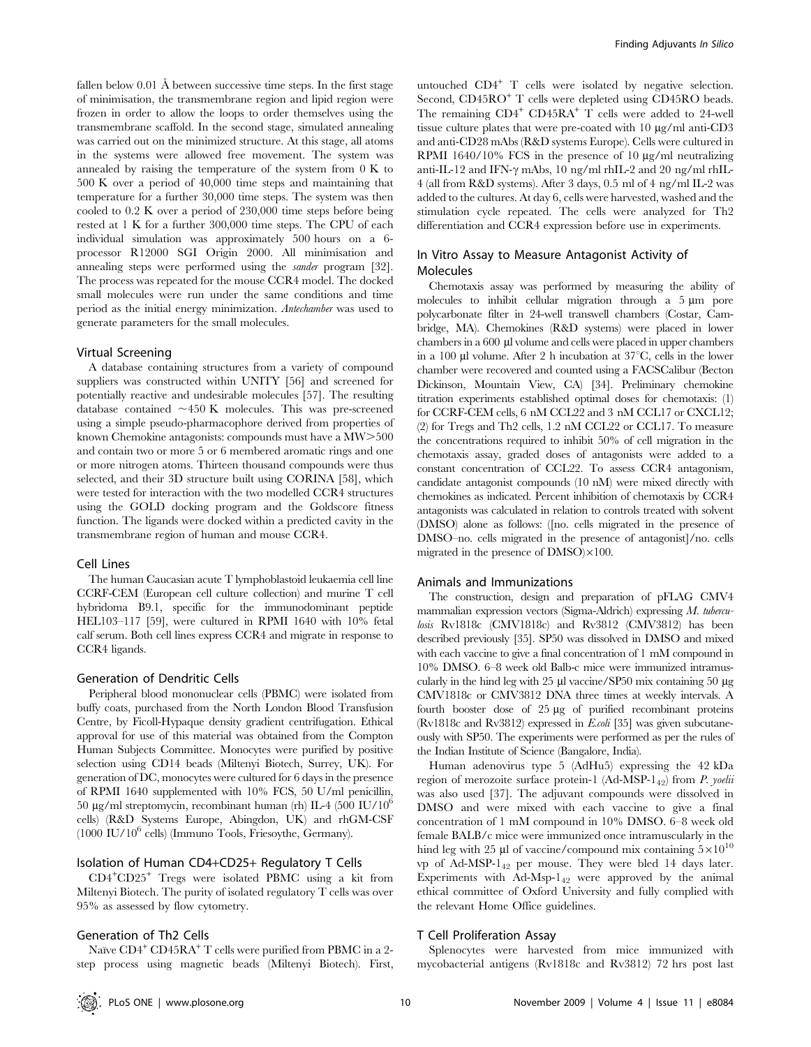fallen below 0.01 Å between successive time steps. In the first stage of minimisation, the transmembrane region and lipid region were frozen in order to allow the loops to order themselves using the transmembrane scaffold. In the second stage, simulated annealing was carried out on the minimized structure. At this stage, all atoms in the systems were allowed free movement. The system was annealed by raising the temperature of the system from 0 K to 500 K over a period of 40,000 time steps and maintaining that temperature for a further 30,000 time steps. The system was then cooled to 0.2 K over a period of 230,000 time steps before being rested at 1 K for a further 300,000 time steps. The CPU of each individual simulation was approximately 500 hours on a 6-processor R12000 SGI Origin 2000. All minimisation and annealing steps were performed using the *sander* program [32]. The process was repeated for the mouse CCR4 model. The docked small molecules were run under the same conditions and time period as the initial energy minimization. *Antechamber* was used to generate parameters for the small molecules.

### Virtual Screening

A database containing structures from a variety of compound suppliers was constructed within UNITY [56] and screened for potentially reactive and undesirable molecules [57]. The resulting database contained ~450 K molecules. This was pre-screened using a simple pseudo-pharmacophore derived from properties of known Chemokine antagonists: compounds must have a MW>500 and contain two or more 5 or 6 membered aromatic rings and one or more nitrogen atoms. Thirteen thousand compounds were thus selected, and their 3D structure built using CORINA [58], which were tested for interaction with the two modelled CCR4 structures using the GOLD docking program and the Goldscore fitness function. The ligands were docked within a predicted cavity in the transmembrane region of human and mouse CCR4.

### Cell Lines

The human Caucasian acute T lymphoblastoid leukaemia cell line CCRF-CEM (European cell culture collection) and murine T cell hybridoma B9.1, specific for the immunodominant peptide HEL103–117 [59], were cultured in RPMI 1640 with 10% fetal calf serum. Both cell lines express CCR4 and migrate in response to CCR4 ligands.

### Generation of Dendritic Cells

Peripheral blood mononuclear cells (PBMC) were isolated from buffy coats, purchased from the North London Blood Transfusion Centre, by Ficoll-Hypaque density gradient centrifugation. Ethical approval for use of this material was obtained from the Compton Human Subjects Committee. Monocytes were purified by positive selection using CD14 beads (Miltenyi Biotech, Surrey, UK). For generation of DC, monocytes were cultured for 6 days in the presence of RPMI 1640 supplemented with 10% FCS, 50 U/ml penicillin, 50 µg/ml streptomycin, recombinant human (rh) IL-4 (500 IU/$10^6$ cells) (R&D Systems Europe, Abingdon, UK) and rhGM-CSF (1000 IU/$10^6$ cells) (Immuno Tools, Friesoythe, Germany).

### Isolation of Human CD4+CD25+ Regulatory T Cells

$CD4^+CD25^+$ Tregs were isolated PBMC using a kit from Miltenyi Biotech. The purity of isolated regulatory T cells was over 95% as assessed by flow cytometry.

### Generation of Th2 Cells

Naïve $CD4^+$ $CD45RA^+$ T cells were purified from PBMC in a 2-step process using magnetic beads (Miltenyi Biotech). First, untouched $CD4^+$ T cells were isolated by negative selection. Second, $CD45RO^+$ T cells were depleted using CD45RO beads. The remaining $CD4^+$ $CD45RA^+$ T cells were added to 24-well tissue culture plates that were pre-coated with 10 µg/ml anti-CD3 and anti-CD28 mAbs (R&D systems Europe). Cells were cultured in RPMI 1640/10% FCS in the presence of 10 µg/ml neutralizing anti-IL-12 and IFN-γ mAbs, 10 ng/ml rhIL-2 and 20 ng/ml rhIL-4 (all from R&D systems). After 3 days, 0.5 ml of 4 ng/ml IL-2 was added to the cultures. At day 6, cells were harvested, washed and the stimulation cycle repeated. The cells were analyzed for the Th2 differentiation and CCR4 expression before use in experiments.

### In Vitro Assay to Measure Antagonist Activity of Molecules

Chemotaxis assay was performed by measuring the ability of molecules to inhibit cellular migration through a 5 µm pore polycarbonate filter in 24-well transwell chambers (Costar, Cambridge, MA). Chemokines (R&D systems) were placed in lower chambers in a 600 µl volume and cells were placed in upper chambers in a 100 µl volume. After 2 h incubation at 37°C, cells in the lower chamber were recovered and counted using a FACSCalibur (Becton Dickinson, Mountain View, CA) [34]. Preliminary chemokine titration experiments established optimal doses for chemotaxis: (1) for CCRF-CEM cells, 6 nM CCL22 and 3 nM CCL17 or CXCL12; (2) for Tregs and Th2 cells, 1.2 nM CCL22 or CCL17. To measure the concentrations required to inhibit 50% of cell migration in the chemotaxis assay, graded doses of antagonists were added to a constant concentration of CCL22. To assess CCR4 antagonism, candidate antagonist compounds (10 nM) were mixed directly with chemokines as indicated. Percent inhibition of chemotaxis by CCR4 antagonists was calculated in relation to controls treated with solvent (DMSO) alone as follows: ([no. cells migrated in the presence of DMSO–no. cells migrated in the presence of antagonist]/no. cells migrated in the presence of DMSO)×100.

### Animals and Immunizations

The construction, design and preparation of pFLAG CMV4 mammalian expression vectors (Sigma-Aldrich) expressing *M. tuberculosis* Rv1818c (CMV1818c) and Rv3812 (CMV3812) has been described previously [35]. SP50 was dissolved in DMSO and mixed with each vaccine to give a final concentration of 1 mM compound in 10% DMSO. 6–8 week old Balb-c mice were immunized intramuscularly in the hind leg with 25 µl vaccine/SP50 mix containing 50 µg CMV1818c or CMV3812 DNA three times at weekly intervals. A fourth booster dose of 25 µg of purified recombinant proteins (Rv1818c and Rv3812) expressed in *E.coli* [35] was given subcutaneously with SP50. The experiments were performed as per the rules of the Indian Institute of Science (Bangalore, India).

Human adenovirus type 5 (AdHu5) expressing the 42 kDa region of merozoite surface protein-1 (Ad-$MSP\text{-}1_{42}$) from *P. yoelii* was also used [37]. The adjuvant compounds were dissolved in DMSO and were mixed with each vaccine to give a final concentration of 1 mM compound in 10% DMSO. 6–8 week old female BALB/c mice were immunized once intramuscularly in the hind leg with 25 µl of vaccine/compound mix containing $5\times10^{10}$ vp of Ad-$MSP\text{-}1_{42}$ per mouse. They were bled 14 days later. Experiments with Ad-$Msp\text{-}1_{42}$ were approved by the animal ethical committee of Oxford University and fully complied with the relevant Home Office guidelines.

### T Cell Proliferation Assay

Splenocytes were harvested from mice immunized with mycobacterial antigens (Rv1818c and Rv3812) 72 hrs post last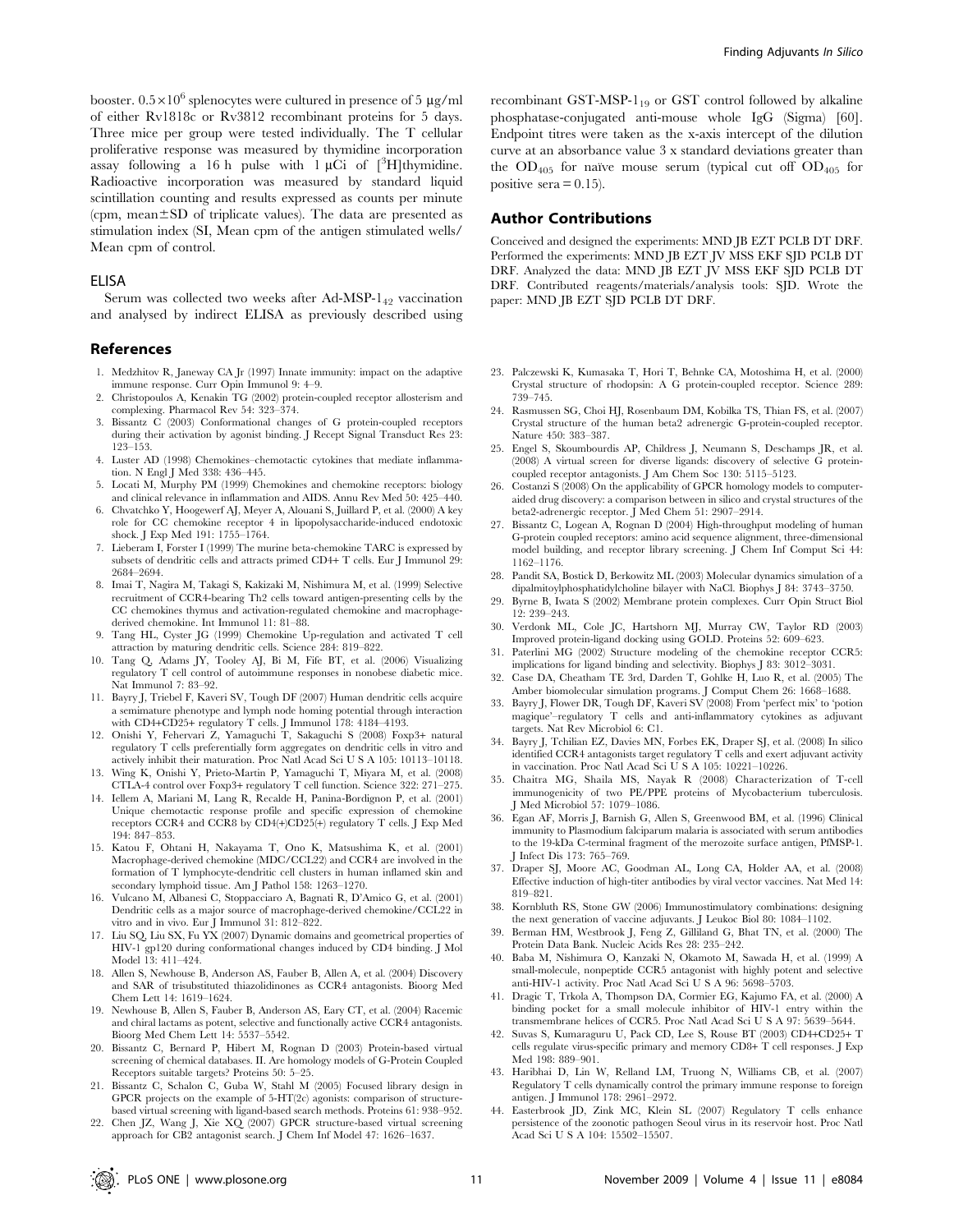booster. $0.5\times10^6$ splenocytes were cultured in presence of 5 µg/ml of either Rv1818c or Rv3812 recombinant proteins for 5 days. Three mice per group were tested individually. The T cellular proliferative response was measured by thymidine incorporation assay following a 16 h pulse with 1 µCi of [$^3$H]thymidine. Radioactive incorporation was measured by standard liquid scintillation counting and results expressed as counts per minute (cpm, mean±SD of triplicate values). The data are presented as stimulation index (SI, Mean cpm of the antigen stimulated wells/ Mean cpm of control.

### ELISA

Serum was collected two weeks after Ad-MSP-$1_{42}$ vaccination and analysed by indirect ELISA as previously described using recombinant GST-MSP-$1_{19}$ or GST control followed by alkaline phosphatase-conjugated anti-mouse whole IgG (Sigma) [60]. Endpoint titres were taken as the x-axis intercept of the dilution curve at an absorbance value 3 x standard deviations greater than the $OD_{405}$ for naïve mouse serum (typical cut off $OD_{405}$ for positive sera = 0.15).

## Author Contributions

Conceived and designed the experiments: MND JB EZT PCLB DT DRF. Performed the experiments: MND JB EZT JV MSS EKF SJD PCLB DT DRF. Analyzed the data: MND JB EZT JV MSS EKF SJD PCLB DT DRF. Contributed reagents/materials/analysis tools: SJD. Wrote the paper: MND JB EZT SJD PCLB DT DRF.

## References

1. Medzhitov R, Janeway CA Jr (1997) Innate immunity: impact on the adaptive immune response. Curr Opin Immunol 9: 4–9.
2. Christopoulos A, Kenakin TG (2002) protein-coupled receptor allosterism and complexing. Pharmacol Rev 54: 323–374.
3. Bissantz C (2003) Conformational changes of G protein-coupled receptors during their activation by agonist binding. J Recept Signal Transduct Res 23: 123–153.
4. Luster AD (1998) Chemokines–chemotactic cytokines that mediate inflammation. N Engl J Med 338: 436–445.
5. Locati M, Murphy PM (1999) Chemokines and chemokine receptors: biology and clinical relevance in inflammation and AIDS. Annu Rev Med 50: 425–440.
6. Chvatchko Y, Hoogewerf AJ, Meyer A, Alouani S, Juillard P, et al. (2000) A key role for CC chemokine receptor 4 in lipopolysaccharide-induced endotoxic shock. J Exp Med 191: 1755–1764.
7. Lieberam I, Forster I (1999) The murine beta-chemokine TARC is expressed by subsets of dendritic cells and attracts primed CD4+ T cells. Eur J Immunol 29: 2684–2694.
8. Imai T, Nagira M, Takagi S, Kakizaki M, Nishimura M, et al. (1999) Selective recruitment of CCR4-bearing Th2 cells toward antigen-presenting cells by the CC chemokines thymus and activation-regulated chemokine and macrophage-derived chemokine. Int Immunol 11: 81–88.
9. Tang HL, Cyster JG (1999) Chemokine Up-regulation and activated T cell attraction by maturing dendritic cells. Science 284: 819–822.
10. Tang Q, Adams JY, Tooley AJ, Bi M, Fife BT, et al. (2006) Visualizing regulatory T cell control of autoimmune responses in nonobese diabetic mice. Nat Immunol 7: 83–92.
11. Bayry J, Triebel F, Kaveri SV, Tough DF (2007) Human dendritic cells acquire a semimature phenotype and lymph node homing potential through interaction with CD4+CD25+ regulatory T cells. J Immunol 178: 4184–4193.
12. Onishi Y, Fehervari Z, Yamaguchi T, Sakaguchi S (2008) Foxp3+ natural regulatory T cells preferentially form aggregates on dendritic cells in vitro and actively inhibit their maturation. Proc Natl Acad Sci U S A 105: 10113–10118.
13. Wing K, Onishi Y, Prieto-Martin P, Yamaguchi T, Miyara M, et al. (2008) CTLA-4 control over Foxp3+ regulatory T cell function. Science 322: 271–275.
14. Iellem A, Mariani M, Lang R, Recalde H, Panina-Bordignon P, et al. (2001) Unique chemotactic response profile and specific expression of chemokine receptors CCR4 and CCR8 by CD4(+)CD25(+) regulatory T cells. J Exp Med 194: 847–853.
15. Katou F, Ohtani H, Nakayama T, Ono K, Matsushima K, et al. (2001) Macrophage-derived chemokine (MDC/CCL22) and CCR4 are involved in the formation of T lymphocyte-dendritic cell clusters in human inflamed skin and secondary lymphoid tissue. Am J Pathol 158: 1263–1270.
16. Vulcano M, Albanesi C, Stoppacciaro A, Bagnati R, D'Amico G, et al. (2001) Dendritic cells as a major source of macrophage-derived chemokine/CCL22 in vitro and in vivo. Eur J Immunol 31: 812–822.
17. Liu SQ, Liu SX, Fu YX (2007) Dynamic domains and geometrical properties of HIV-1 gp120 during conformational changes induced by CD4 binding. J Mol Model 13: 411–424.
18. Allen S, Newhouse B, Anderson AS, Fauber B, Allen A, et al. (2004) Discovery and SAR of trisubstituted thiazolidinones as CCR4 antagonists. Bioorg Med Chem Lett 14: 1619–1624.
19. Newhouse B, Allen S, Fauber B, Anderson AS, Eary CT, et al. (2004) Racemic and chiral lactams as potent, selective and functionally active CCR4 antagonists. Bioorg Med Chem Lett 14: 5537–5542.
20. Bissantz C, Bernard P, Hibert M, Rognan D (2003) Protein-based virtual screening of chemical databases. II. Are homology models of G-Protein Coupled Receptors suitable targets? Proteins 50: 5–25.
21. Bissantz C, Schalon C, Guba W, Stahl M (2005) Focused library design in GPCR projects on the example of 5-HT(2c) agonists: comparison of structure-based virtual screening with ligand-based search methods. Proteins 61: 938–952.
22. Chen JZ, Wang J, Xie XQ (2007) GPCR structure-based virtual screening approach for CB2 antagonist search. J Chem Inf Model 47: 1626–1637.
23. Palczewski K, Kumasaka T, Hori T, Behnke CA, Motoshima H, et al. (2000) Crystal structure of rhodopsin: A G protein-coupled receptor. Science 289: 739–745.
24. Rasmussen SG, Choi HJ, Rosenbaum DM, Kobilka TS, Thian FS, et al. (2007) Crystal structure of the human beta2 adrenergic G-protein-coupled receptor. Nature 450: 383–387.
25. Engel S, Skoumbourdis AP, Childress J, Neumann S, Deschamps JR, et al. (2008) A virtual screen for diverse ligands: discovery of selective G protein-coupled receptor antagonists. J Am Chem Soc 130: 5115–5123.
26. Costanzi S (2008) On the applicability of GPCR homology models to computer-aided drug discovery: a comparison between in silico and crystal structures of the beta2-adrenergic receptor. J Med Chem 51: 2907–2914.
27. Bissantz C, Logean A, Rognan D (2004) High-throughput modeling of human G-protein coupled receptors: amino acid sequence alignment, three-dimensional model building, and receptor library screening. J Chem Inf Comput Sci 44: 1162–1176.
28. Pandit SA, Bostick D, Berkowitz ML (2003) Molecular dynamics simulation of a dipalmitoylphosphatidylcholine bilayer with NaCl. Biophys J 84: 3743–3750.
29. Byrne B, Iwata S (2002) Membrane protein complexes. Curr Opin Struct Biol 12: 239–243.
30. Verdonk ML, Cole JC, Hartshorn MJ, Murray CW, Taylor RD (2003) Improved protein-ligand docking using GOLD. Proteins 52: 609–623.
31. Paterlini MG (2002) Structure modeling of the chemokine receptor CCR5: implications for ligand binding and selectivity. Biophys J 83: 3012–3031.
32. Case DA, Cheatham TE 3rd, Darden T, Gohlke H, Luo R, et al. (2005) The Amber biomolecular simulation programs. J Comput Chem 26: 1668–1688.
33. Bayry J, Flower DR, Tough DF, Kaveri SV (2008) From 'perfect mix' to 'potion magique'–regulatory T cells and anti-inflammatory cytokines as adjuvant targets. Nat Rev Microbiol 6: C1.
34. Bayry J, Tchilian EZ, Davies MN, Forbes EK, Draper SJ, et al. (2008) In silico identified CCR4 antagonists target regulatory T cells and exert adjuvant activity in vaccination. Proc Natl Acad Sci U S A 105: 10221–10226.
35. Chaitra MG, Shaila MS, Nayak R (2008) Characterization of T-cell immunogenicity of two PE/PPE proteins of Mycobacterium tuberculosis. J Med Microbiol 57: 1079–1086.
36. Egan AF, Morris J, Barnish G, Allen S, Greenwood BM, et al. (1996) Clinical immunity to Plasmodium falciparum malaria is associated with serum antibodies to the 19-kDa C-terminal fragment of the merozoite surface antigen, PfMSP-1. J Infect Dis 173: 765–769.
37. Draper SJ, Moore AC, Goodman AL, Long CA, Holder AA, et al. (2008) Effective induction of high-titer antibodies by viral vector vaccines. Nat Med 14: 819–821.
38. Kornbluth RS, Stone GW (2006) Immunostimulatory combinations: designing the next generation of vaccine adjuvants. J Leukoc Biol 80: 1084–1102.
39. Berman HM, Westbrook J, Feng Z, Gilliland G, Bhat TN, et al. (2000) The Protein Data Bank. Nucleic Acids Res 28: 235–242.
40. Baba M, Nishimura O, Kanzaki N, Okamoto M, Sawada H, et al. (1999) A small-molecule, nonpeptide CCR5 antagonist with highly potent and selective anti-HIV-1 activity. Proc Natl Acad Sci U S A 96: 5698–5703.
41. Dragic T, Trkola A, Thompson DA, Cormier EG, Kajumo FA, et al. (2000) A binding pocket for a small molecule inhibitor of HIV-1 entry within the transmembrane helices of CCR5. Proc Natl Acad Sci U S A 97: 5639–5644.
42. Suvas S, Kumaraguru U, Pack CD, Lee S, Rouse BT (2003) CD4+CD25+ T cells regulate virus-specific primary and memory CD8+ T cell responses. J Exp Med 198: 889–901.
43. Haribhai D, Lin W, Relland LM, Truong N, Williams CB, et al. (2007) Regulatory T cells dynamically control the primary immune response to foreign antigen. J Immunol 178: 2961–2972.
44. Easterbrook JD, Zink MC, Klein SL (2007) Regulatory T cells enhance persistence of the zoonotic pathogen Seoul virus in its reservoir host. Proc Natl Acad Sci U S A 104: 15502–15507.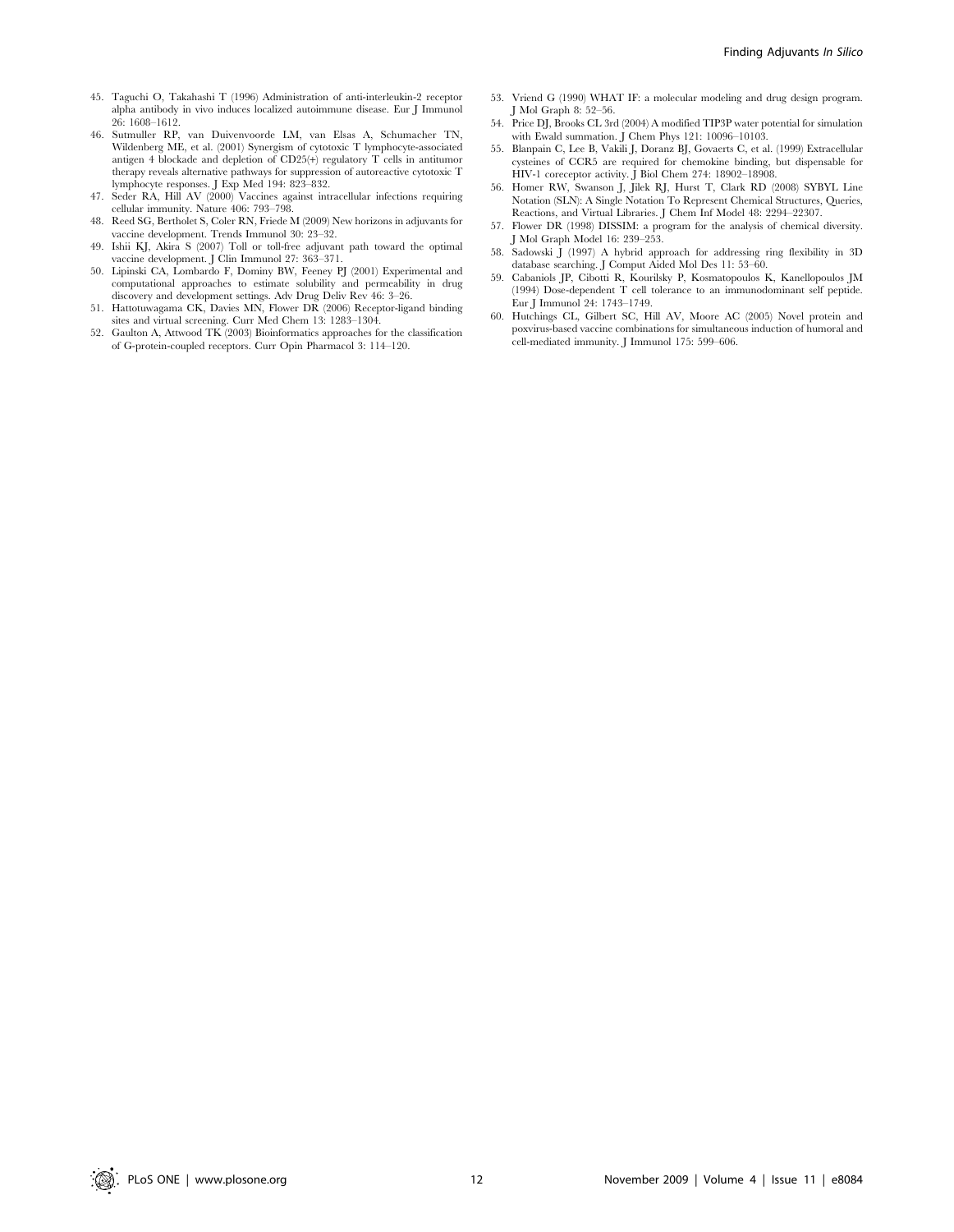45. Taguchi O, Takahashi T (1996) Administration of anti-interleukin-2 receptor alpha antibody in vivo induces localized autoimmune disease. Eur J Immunol 26: 1608–1612.
46. Sutmuller RP, van Duivenvoorde LM, van Elsas A, Schumacher TN, Wildenberg ME, et al. (2001) Synergism of cytotoxic T lymphocyte-associated antigen 4 blockade and depletion of CD25(+) regulatory T cells in antitumor therapy reveals alternative pathways for suppression of autoreactive cytotoxic T lymphocyte responses. J Exp Med 194: 823–832.
47. Seder RA, Hill AV (2000) Vaccines against intracellular infections requiring cellular immunity. Nature 406: 793–798.
48. Reed SG, Bertholet S, Coler RN, Friede M (2009) New horizons in adjuvants for vaccine development. Trends Immunol 30: 23–32.
49. Ishii KJ, Akira S (2007) Toll or toll-free adjuvant path toward the optimal vaccine development. J Clin Immunol 27: 363–371.
50. Lipinski CA, Lombardo F, Dominy BW, Feeney PJ (2001) Experimental and computational approaches to estimate solubility and permeability in drug discovery and development settings. Adv Drug Deliv Rev 46: 3–26.
51. Hattotuwagama CK, Davies MN, Flower DR (2006) Receptor-ligand binding sites and virtual screening. Curr Med Chem 13: 1283–1304.
52. Gaulton A, Attwood TK (2003) Bioinformatics approaches for the classification of G-protein-coupled receptors. Curr Opin Pharmacol 3: 114–120.
53. Vriend G (1990) WHAT IF: a molecular modeling and drug design program. J Mol Graph 8: 52–56.
54. Price DJ, Brooks CL 3rd (2004) A modified TIP3P water potential for simulation with Ewald summation. J Chem Phys 121: 10096–10103.
55. Blanpain C, Lee B, Vakili J, Doranz BJ, Govaerts C, et al. (1999) Extracellular cysteines of CCR5 are required for chemokine binding, but dispensable for HIV-1 coreceptor activity. J Biol Chem 274: 18902–18908.
56. Homer RW, Swanson J, Jilek RJ, Hurst T, Clark RD (2008) SYBYL Line Notation (SLN): A Single Notation To Represent Chemical Structures, Queries, Reactions, and Virtual Libraries. J Chem Inf Model 48: 2294–22307.
57. Flower DR (1998) DISSIM: a program for the analysis of chemical diversity. J Mol Graph Model 16: 239–253.
58. Sadowski J (1997) A hybrid approach for addressing ring flexibility in 3D database searching. J Comput Aided Mol Des 11: 53–60.
59. Cabaniols JP, Cibotti R, Kourilsky P, Kosmatopoulos K, Kanellopoulos JM (1994) Dose-dependent T cell tolerance to an immunodominant self peptide. Eur J Immunol 24: 1743–1749.
60. Hutchings CL, Gilbert SC, Hill AV, Moore AC (2005) Novel protein and poxvirus-based vaccine combinations for simultaneous induction of humoral and cell-mediated immunity. J Immunol 175: 599–606.